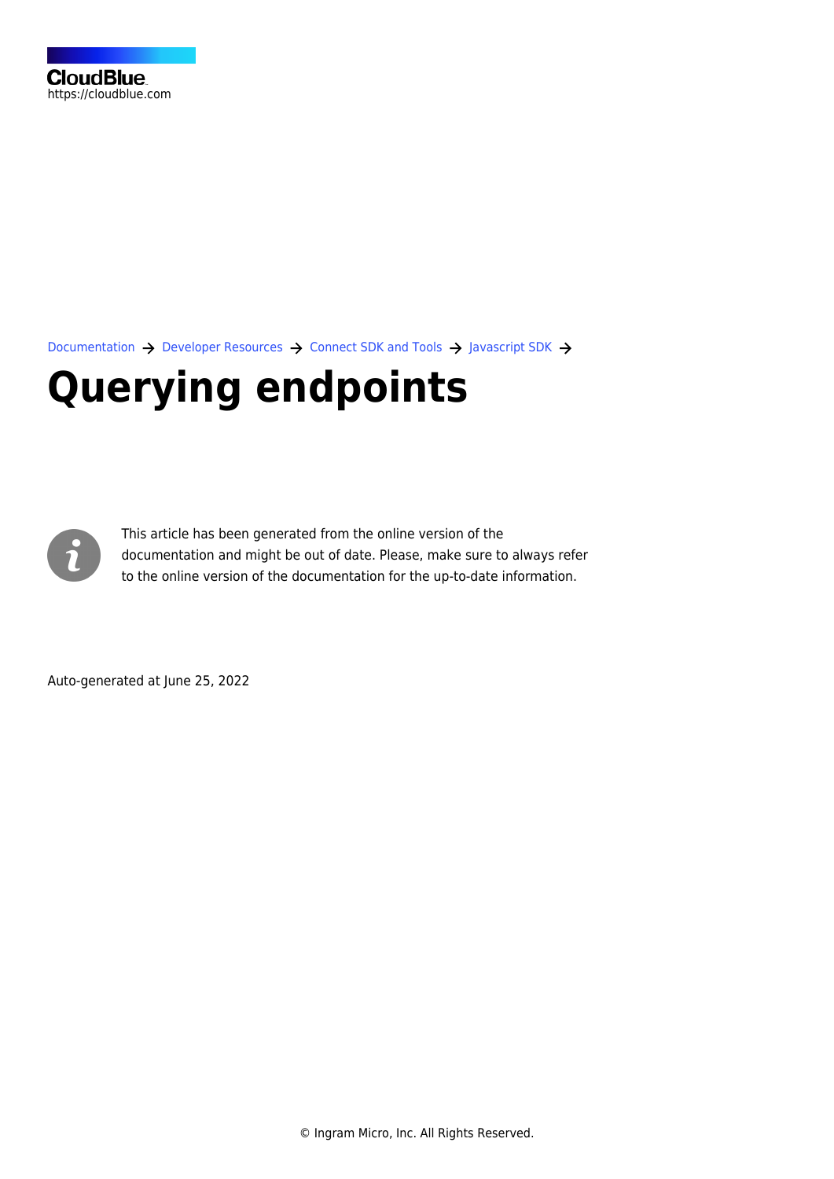CloudBlue
https://cloudblue.com

Documentation → Developer Resources → Connect SDK and Tools → Javascript SDK →

# Querying endpoints

This article has been generated from the online version of the documentation and might be out of date. Please, make sure to always refer to the online version of the documentation for the up-to-date information.

Auto-generated at June 25, 2022

© Ingram Micro, Inc. All Rights Reserved.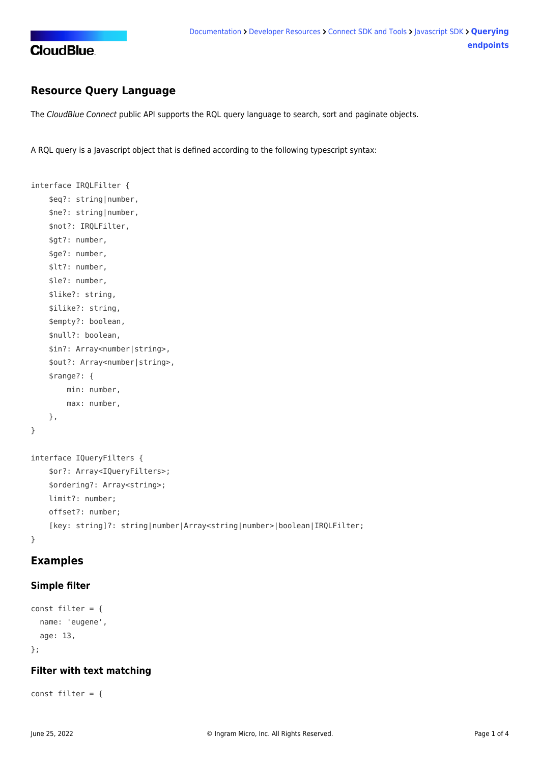## Resource Query Language

The *CloudBlue Connect* public API supports the RQL query language to search, sort and paginate objects.

A RQL query is a Javascript object that is defined according to the following typescript syntax:

```
interface IRQLFilter {
    $eq?: string|number,
    $ne?: string|number,
    $not?: IRQLFilter,
    $gt?: number,
    $ge?: number,
    $lt?: number,
    $le?: number,
    $like?: string,
    $ilike?: string,
    $empty?: boolean,
    $null?: boolean,
    $in?: Array<number|string>,
    $out?: Array<number|string>,
    $range?: {
        min: number,
        max: number,
    },
}

interface IQueryFilters {
    $or?: Array<IQueryFilters>;
    $ordering?: Array<string>;
    limit?: number;
    offset?: number;
    [key: string]?: string|number|Array<string|number>|boolean|IRQLFilter;
}
```

## Examples

### Simple filter

```
const filter = {
  name: 'eugene',
  age: 13,
};
```

### Filter with text matching

```
const filter = {
```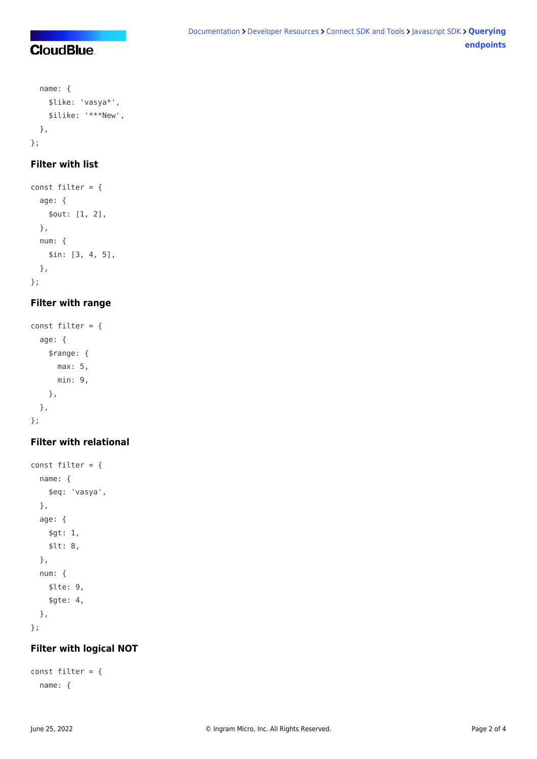```
  name: {
    $like: 'vasya*',
    $ilike: '***New',
  },
};
```

### Filter with list

```
const filter = {
  age: {
    $out: [1, 2],
  },
  num: {
    $in: [3, 4, 5],
  },
};
```

### Filter with range

```
const filter = {
  age: {
    $range: {
      max: 5,
      min: 9,
    },
  },
};
```

### Filter with relational

```
const filter = {
  name: {
    $eq: 'vasya',
  },
  age: {
    $gt: 1,
    $lt: 8,
  },
  num: {
    $lte: 9,
    $gte: 4,
  },
};
```

### Filter with logical NOT

```
const filter = {
  name: {
```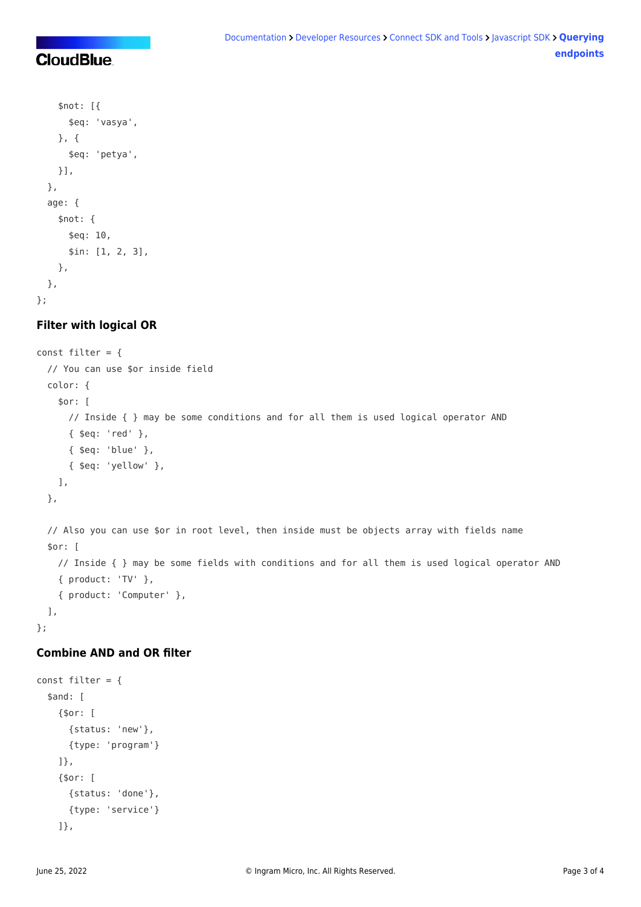```
    $not: [{
      $eq: 'vasya',
    }, {
      $eq: 'petya',
    }],
  },
  age: {
    $not: {
      $eq: 10,
      $in: [1, 2, 3],
    },
  },
};
```

### Filter with logical OR

```
const filter = {
  // You can use $or inside field
  color: {
    $or: [
      // Inside { } may be some conditions and for all them is used logical operator AND
      { $eq: 'red' },
      { $eq: 'blue' },
      { $eq: 'yellow' },
    ],
  },

  // Also you can use $or in root level, then inside must be objects array with fields name
  $or: [
    // Inside { } may be some fields with conditions and for all them is used logical operator AND
    { product: 'TV' },
    { product: 'Computer' },
  ],
};
```

### Combine AND and OR filter

```
const filter = {
  $and: [
    {$or: [
      {status: 'new'},
      {type: 'program'}
    ]},
    {$or: [
      {status: 'done'},
      {type: 'service'}
    ]},
```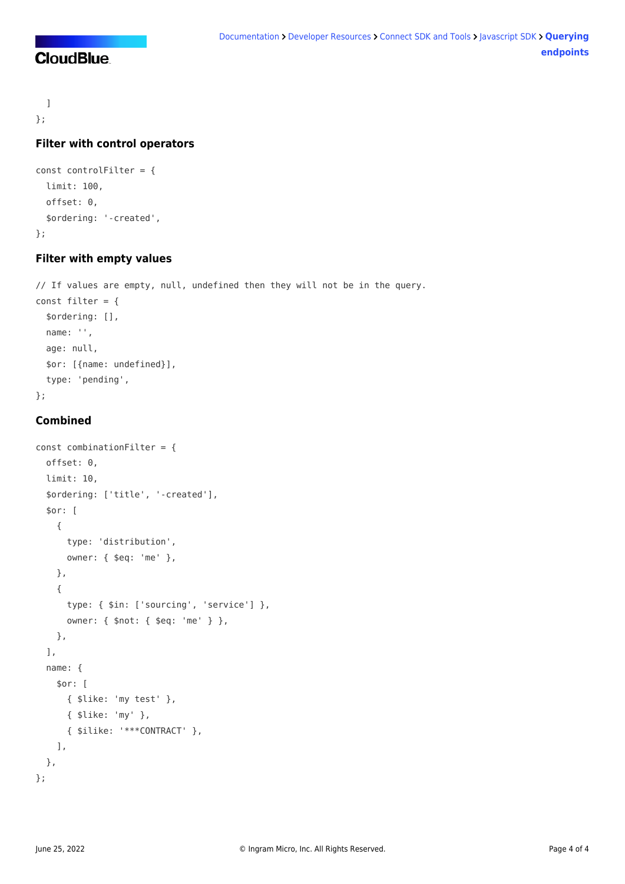```
  ]
};
```

### Filter with control operators

```
const controlFilter = {
  limit: 100,
  offset: 0,
  $ordering: '-created',
};
```

### Filter with empty values

```
// If values are empty, null, undefined then they will not be in the query.
const filter = {
  $ordering: [],
  name: '',
  age: null,
  $or: [{name: undefined}],
  type: 'pending',
};
```

### Combined

```
const combinationFilter = {
  offset: 0,
  limit: 10,
  $ordering: ['title', '-created'],
  $or: [
    {
      type: 'distribution',
      owner: { $eq: 'me' },
    },
    {
      type: { $in: ['sourcing', 'service'] },
      owner: { $not: { $eq: 'me' } },
    },
  ],
  name: {
    $or: [
      { $like: 'my test' },
      { $like: 'my' },
      { $ilike: '***CONTRACT' },
    ],
  },
};
```